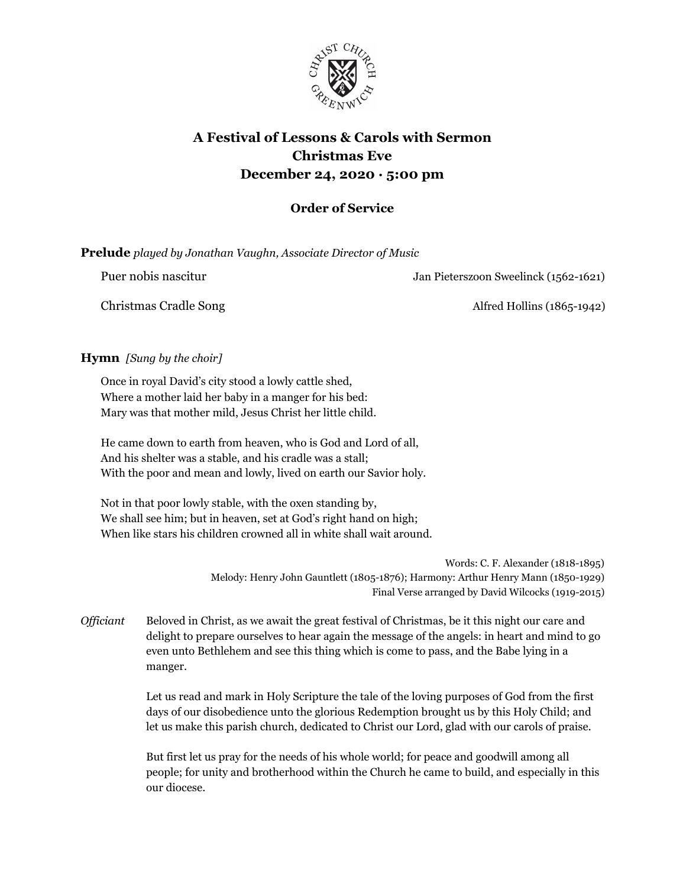# A Festival of Lessons & Carols with Sermon
# Christmas Eve
# December 24, 2020 · 5:00 pm

## Order of Service

**Prelude** *played by Jonathan Vaughn, Associate Director of Music*

Puer nobis nascitur — Jan Pieterszoon Sweelinck (1562-1621)

Christmas Cradle Song — Alfred Hollins (1865-1942)

**Hymn** *[Sung by the choir]*

Once in royal David's city stood a lowly cattle shed,
Where a mother laid her baby in a manger for his bed:
Mary was that mother mild, Jesus Christ her little child.

He came down to earth from heaven, who is God and Lord of all,
And his shelter was a stable, and his cradle was a stall;
With the poor and mean and lowly, lived on earth our Savior holy.

Not in that poor lowly stable, with the oxen standing by,
We shall see him; but in heaven, set at God's right hand on high;
When like stars his children crowned all in white shall wait around.

Words: C. F. Alexander (1818-1895)
Melody: Henry John Gauntlett (1805-1876); Harmony: Arthur Henry Mann (1850-1929)
Final Verse arranged by David Wilcocks (1919-2015)

*Officiant* Beloved in Christ, as we await the great festival of Christmas, be it this night our care and delight to prepare ourselves to hear again the message of the angels: in heart and mind to go even unto Bethlehem and see this thing which is come to pass, and the Babe lying in a manger.

Let us read and mark in Holy Scripture the tale of the loving purposes of God from the first days of our disobedience unto the glorious Redemption brought us by this Holy Child; and let us make this parish church, dedicated to Christ our Lord, glad with our carols of praise.

But first let us pray for the needs of his whole world; for peace and goodwill among all people; for unity and brotherhood within the Church he came to build, and especially in this our diocese.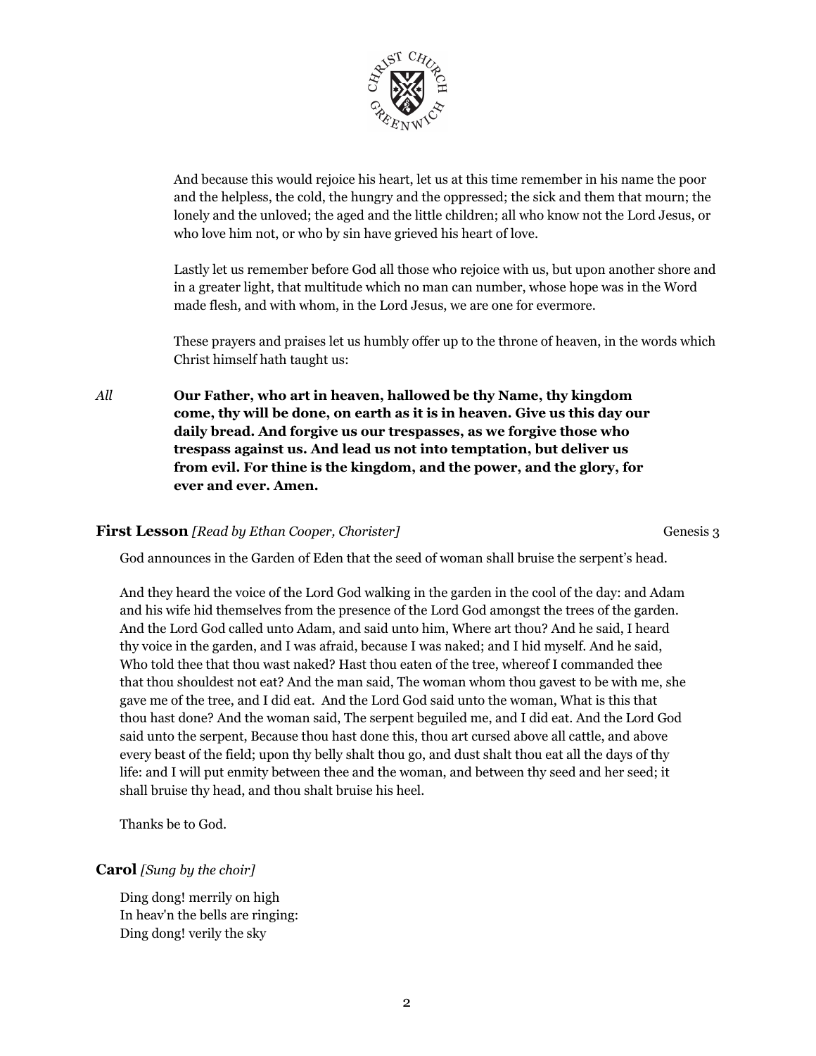And because this would rejoice his heart, let us at this time remember in his name the poor and the helpless, the cold, the hungry and the oppressed; the sick and them that mourn; the lonely and the unloved; the aged and the little children; all who know not the Lord Jesus, or who love him not, or who by sin have grieved his heart of love.

Lastly let us remember before God all those who rejoice with us, but upon another shore and in a greater light, that multitude which no man can number, whose hope was in the Word made flesh, and with whom, in the Lord Jesus, we are one for evermore.

These prayers and praises let us humbly offer up to the throne of heaven, in the words which Christ himself hath taught us:

*All* **Our Father, who art in heaven, hallowed be thy Name, thy kingdom come, thy will be done, on earth as it is in heaven. Give us this day our daily bread. And forgive us our trespasses, as we forgive those who trespass against us. And lead us not into temptation, but deliver us from evil. For thine is the kingdom, and the power, and the glory, for ever and ever. Amen.**

**First Lesson** *[Read by Ethan Cooper, Chorister]* Genesis 3

God announces in the Garden of Eden that the seed of woman shall bruise the serpent's head.

And they heard the voice of the Lord God walking in the garden in the cool of the day: and Adam and his wife hid themselves from the presence of the Lord God amongst the trees of the garden. And the Lord God called unto Adam, and said unto him, Where art thou? And he said, I heard thy voice in the garden, and I was afraid, because I was naked; and I hid myself. And he said, Who told thee that thou wast naked? Hast thou eaten of the tree, whereof I commanded thee that thou shouldest not eat? And the man said, The woman whom thou gavest to be with me, she gave me of the tree, and I did eat. And the Lord God said unto the woman, What is this that thou hast done? And the woman said, The serpent beguiled me, and I did eat. And the Lord God said unto the serpent, Because thou hast done this, thou art cursed above all cattle, and above every beast of the field; upon thy belly shalt thou go, and dust shalt thou eat all the days of thy life: and I will put enmity between thee and the woman, and between thy seed and her seed; it shall bruise thy head, and thou shalt bruise his heel.

Thanks be to God.

**Carol** *[Sung by the choir]*

Ding dong! merrily on high
In heav'n the bells are ringing:
Ding dong! verily the sky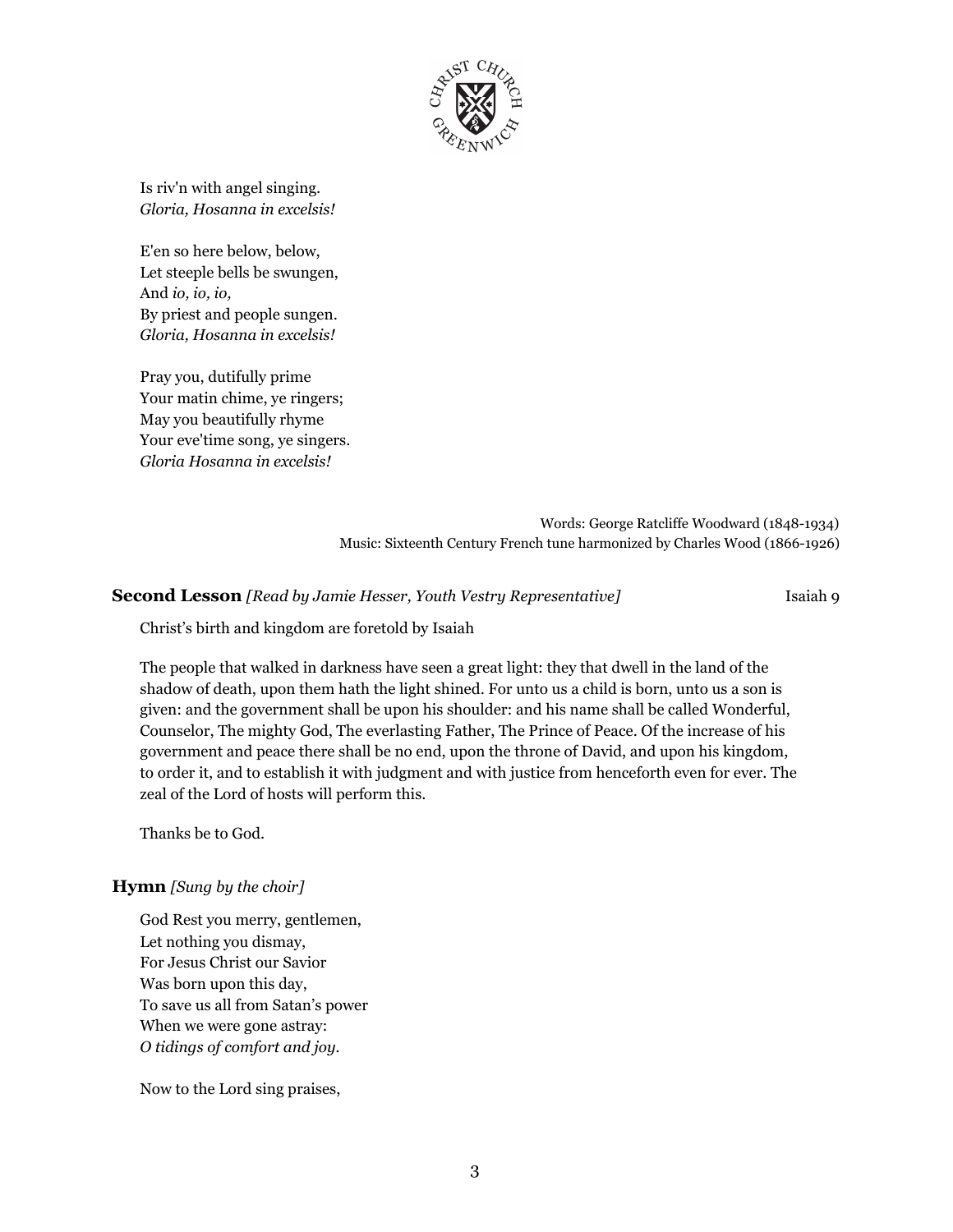Is riv'n with angel singing.
*Gloria, Hosanna in excelsis!*

E'en so here below, below,
Let steeple bells be swungen,
And *io, io, io,*
By priest and people sungen.
*Gloria, Hosanna in excelsis!*

Pray you, dutifully prime
Your matin chime, ye ringers;
May you beautifully rhyme
Your eve'time song, ye singers.
*Gloria Hosanna in excelsis!*

Words: George Ratcliffe Woodward (1848-1934)
Music: Sixteenth Century French tune harmonized by Charles Wood (1866-1926)

**Second Lesson** *[Read by Jamie Hesser, Youth Vestry Representative]* Isaiah 9

Christ's birth and kingdom are foretold by Isaiah

The people that walked in darkness have seen a great light: they that dwell in the land of the shadow of death, upon them hath the light shined. For unto us a child is born, unto us a son is given: and the government shall be upon his shoulder: and his name shall be called Wonderful, Counselor, The mighty God, The everlasting Father, The Prince of Peace. Of the increase of his government and peace there shall be no end, upon the throne of David, and upon his kingdom, to order it, and to establish it with judgment and with justice from henceforth even for ever. The zeal of the Lord of hosts will perform this.

Thanks be to God.

**Hymn** *[Sung by the choir]*

God Rest you merry, gentlemen,
Let nothing you dismay,
For Jesus Christ our Savior
Was born upon this day,
To save us all from Satan's power
When we were gone astray:
*O tidings of comfort and joy.*

Now to the Lord sing praises,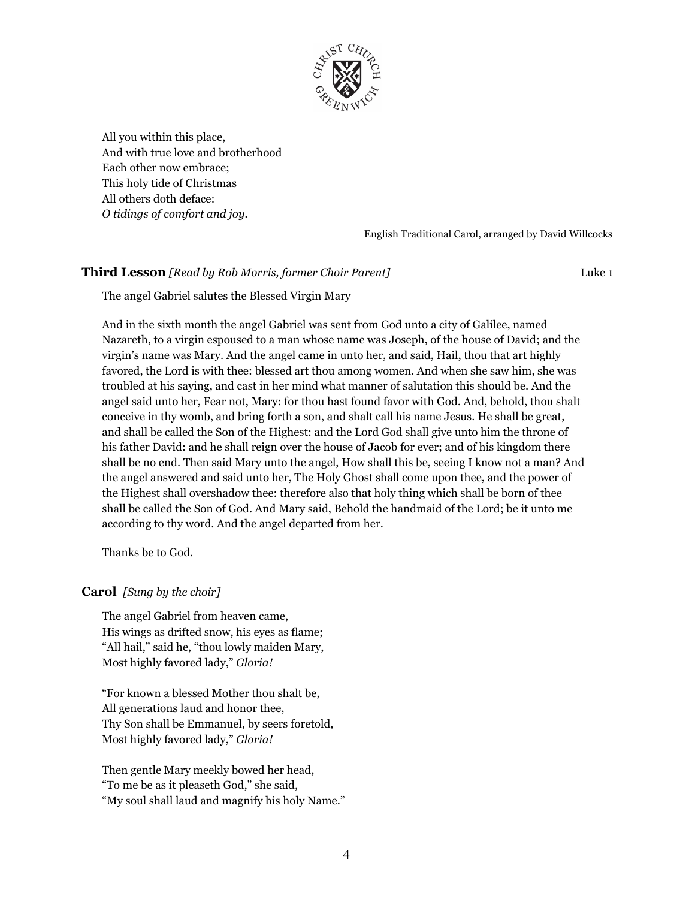All you within this place,
And with true love and brotherhood
Each other now embrace;
This holy tide of Christmas
All others doth deface:
*O tidings of comfort and joy.*

English Traditional Carol, arranged by David Willcocks

**Third Lesson** *[Read by Rob Morris, former Choir Parent]* Luke 1

The angel Gabriel salutes the Blessed Virgin Mary

And in the sixth month the angel Gabriel was sent from God unto a city of Galilee, named Nazareth, to a virgin espoused to a man whose name was Joseph, of the house of David; and the virgin's name was Mary. And the angel came in unto her, and said, Hail, thou that art highly favored, the Lord is with thee: blessed art thou among women. And when she saw him, she was troubled at his saying, and cast in her mind what manner of salutation this should be. And the angel said unto her, Fear not, Mary: for thou hast found favor with God. And, behold, thou shalt conceive in thy womb, and bring forth a son, and shalt call his name Jesus. He shall be great, and shall be called the Son of the Highest: and the Lord God shall give unto him the throne of his father David: and he shall reign over the house of Jacob for ever; and of his kingdom there shall be no end. Then said Mary unto the angel, How shall this be, seeing I know not a man? And the angel answered and said unto her, The Holy Ghost shall come upon thee, and the power of the Highest shall overshadow thee: therefore also that holy thing which shall be born of thee shall be called the Son of God. And Mary said, Behold the handmaid of the Lord; be it unto me according to thy word. And the angel departed from her.

Thanks be to God.

**Carol** *[Sung by the choir]*

The angel Gabriel from heaven came,
His wings as drifted snow, his eyes as flame;
"All hail," said he, "thou lowly maiden Mary,
Most highly favored lady," *Gloria!*

"For known a blessed Mother thou shalt be,
All generations laud and honor thee,
Thy Son shall be Emmanuel, by seers foretold,
Most highly favored lady," *Gloria!*

Then gentle Mary meekly bowed her head,
"To me be as it pleaseth God," she said,
"My soul shall laud and magnify his holy Name."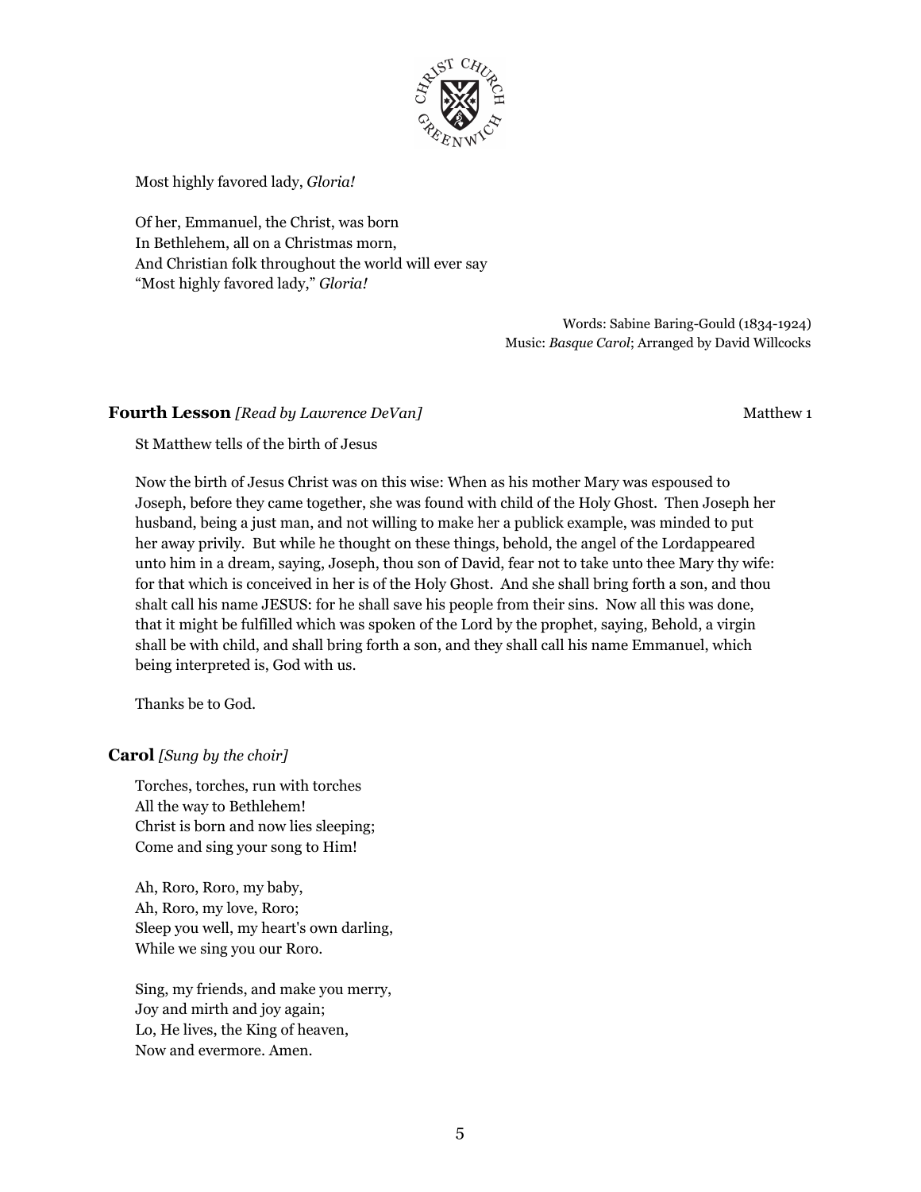Most highly favored lady, *Gloria!*

Of her, Emmanuel, the Christ, was born
In Bethlehem, all on a Christmas morn,
And Christian folk throughout the world will ever say
"Most highly favored lady," *Gloria!*

Words: Sabine Baring-Gould (1834-1924)
Music: *Basque Carol*; Arranged by David Willcocks

**Fourth Lesson** *[Read by Lawrence DeVan]* Matthew 1

St Matthew tells of the birth of Jesus

Now the birth of Jesus Christ was on this wise: When as his mother Mary was espoused to Joseph, before they came together, she was found with child of the Holy Ghost. Then Joseph her husband, being a just man, and not willing to make her a publick example, was minded to put her away privily. But while he thought on these things, behold, the angel of the Lordappeared unto him in a dream, saying, Joseph, thou son of David, fear not to take unto thee Mary thy wife: for that which is conceived in her is of the Holy Ghost. And she shall bring forth a son, and thou shalt call his name JESUS: for he shall save his people from their sins. Now all this was done, that it might be fulfilled which was spoken of the Lord by the prophet, saying, Behold, a virgin shall be with child, and shall bring forth a son, and they shall call his name Emmanuel, which being interpreted is, God with us.

Thanks be to God.

**Carol** *[Sung by the choir]*

Torches, torches, run with torches
All the way to Bethlehem!
Christ is born and now lies sleeping;
Come and sing your song to Him!

Ah, Roro, Roro, my baby,
Ah, Roro, my love, Roro;
Sleep you well, my heart's own darling,
While we sing you our Roro.

Sing, my friends, and make you merry,
Joy and mirth and joy again;
Lo, He lives, the King of heaven,
Now and evermore. Amen.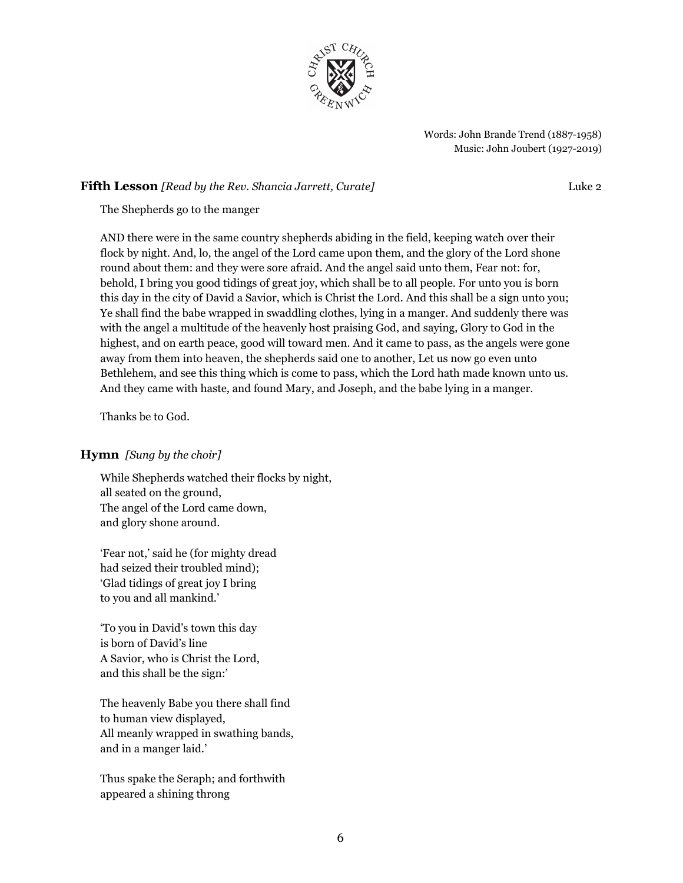Words: John Brande Trend (1887-1958)
Music: John Joubert (1927-2019)

**Fifth Lesson** *[Read by the Rev. Shancia Jarrett, Curate]* Luke 2

The Shepherds go to the manger

AND there were in the same country shepherds abiding in the field, keeping watch over their flock by night. And, lo, the angel of the Lord came upon them, and the glory of the Lord shone round about them: and they were sore afraid. And the angel said unto them, Fear not: for, behold, I bring you good tidings of great joy, which shall be to all people. For unto you is born this day in the city of David a Savior, which is Christ the Lord. And this shall be a sign unto you; Ye shall find the babe wrapped in swaddling clothes, lying in a manger. And suddenly there was with the angel a multitude of the heavenly host praising God, and saying, Glory to God in the highest, and on earth peace, good will toward men. And it came to pass, as the angels were gone away from them into heaven, the shepherds said one to another, Let us now go even unto Bethlehem, and see this thing which is come to pass, which the Lord hath made known unto us. And they came with haste, and found Mary, and Joseph, and the babe lying in a manger.

Thanks be to God.

**Hymn** *[Sung by the choir]*

While Shepherds watched their flocks by night,
all seated on the ground,
The angel of the Lord came down,
and glory shone around.

'Fear not,' said he (for mighty dread
had seized their troubled mind);
'Glad tidings of great joy I bring
to you and all mankind.'

'To you in David's town this day
is born of David's line
A Savior, who is Christ the Lord,
and this shall be the sign:'

The heavenly Babe you there shall find
to human view displayed,
All meanly wrapped in swathing bands,
and in a manger laid.'

Thus spake the Seraph; and forthwith
appeared a shining throng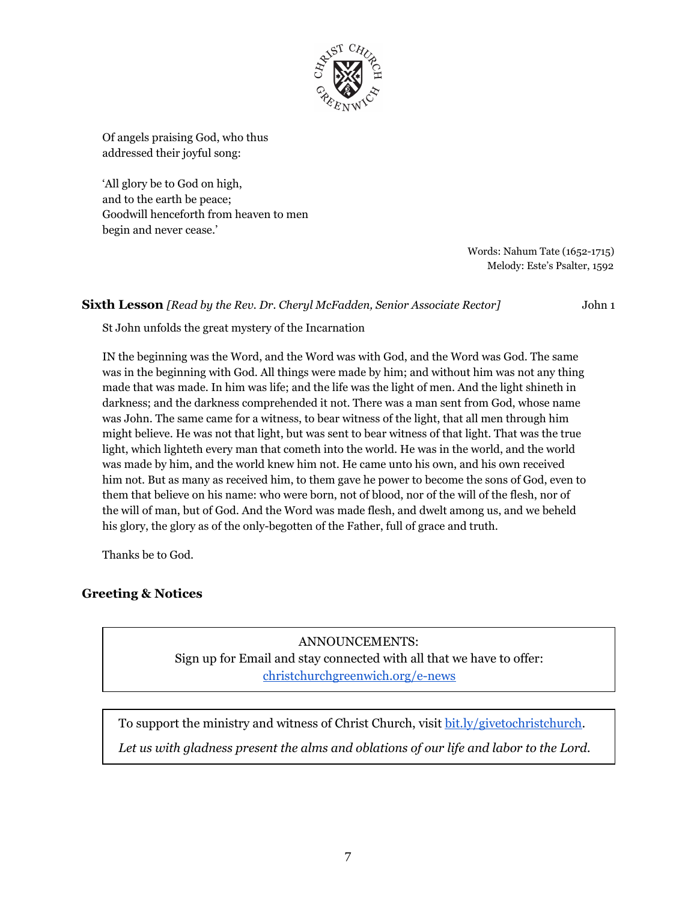Of angels praising God, who thus
addressed their joyful song:

'All glory be to God on high,
and to the earth be peace;
Goodwill henceforth from heaven to men
begin and never cease.'

Words: Nahum Tate (1652-1715)
Melody: Este's Psalter, 1592

**Sixth Lesson** *[Read by the Rev. Dr. Cheryl McFadden, Senior Associate Rector]* John 1

St John unfolds the great mystery of the Incarnation

IN the beginning was the Word, and the Word was with God, and the Word was God. The same was in the beginning with God. All things were made by him; and without him was not any thing made that was made. In him was life; and the life was the light of men. And the light shineth in darkness; and the darkness comprehended it not. There was a man sent from God, whose name was John. The same came for a witness, to bear witness of the light, that all men through him might believe. He was not that light, but was sent to bear witness of that light. That was the true light, which lighteth every man that cometh into the world. He was in the world, and the world was made by him, and the world knew him not. He came unto his own, and his own received him not. But as many as received him, to them gave he power to become the sons of God, even to them that believe on his name: who were born, not of blood, nor of the will of the flesh, nor of the will of man, but of God. And the Word was made flesh, and dwelt among us, and we beheld his glory, the glory as of the only-begotten of the Father, full of grace and truth.

Thanks be to God.

**Greeting & Notices**

ANNOUNCEMENTS:
Sign up for Email and stay connected with all that we have to offer:
christchurchgreenwich.org/e-news

To support the ministry and witness of Christ Church, visit bit.ly/givetochristchurch.

*Let us with gladness present the alms and oblations of our life and labor to the Lord.*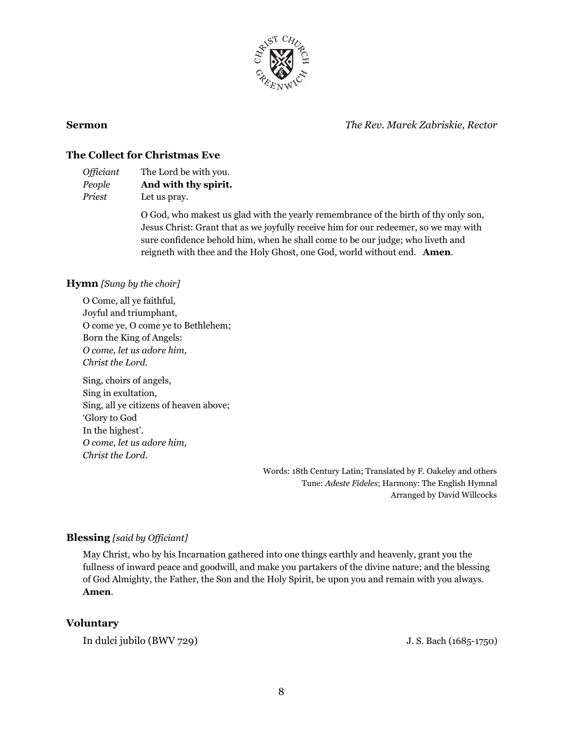**Sermon** *The Rev. Marek Zabriskie, Rector*

**The Collect for Christmas Eve**

*Officiant* The Lord be with you.
*People* **And with thy spirit.**
*Priest* Let us pray.

O God, who makest us glad with the yearly remembrance of the birth of thy only son, Jesus Christ: Grant that as we joyfully receive him for our redeemer, so we may with sure confidence behold him, when he shall come to be our judge; who liveth and reigneth with thee and the Holy Ghost, one God, world without end. **Amen**.

**Hymn** *[Sung by the choir]*

O Come, all ye faithful,
Joyful and triumphant,
O come ye, O come ye to Bethlehem;
Born the King of Angels:
*O come, let us adore him,*
*Christ the Lord.*

Sing, choirs of angels,
Sing in exultation,
Sing, all ye citizens of heaven above;
'Glory to God
In the highest'.
*O come, let us adore him,*
*Christ the Lord.*

Words: 18th Century Latin; Translated by F. Oakeley and others
Tune: *Adeste Fideles*; Harmony: The English Hymnal
Arranged by David Willcocks

**Blessing** *[said by Officiant]*

May Christ, who by his Incarnation gathered into one things earthly and heavenly, grant you the fullness of inward peace and goodwill, and make you partakers of the divine nature; and the blessing of God Almighty, the Father, the Son and the Holy Spirit, be upon you and remain with you always. **Amen**.

**Voluntary**

In dulci jubilo (BWV 729) J. S. Bach (1685-1750)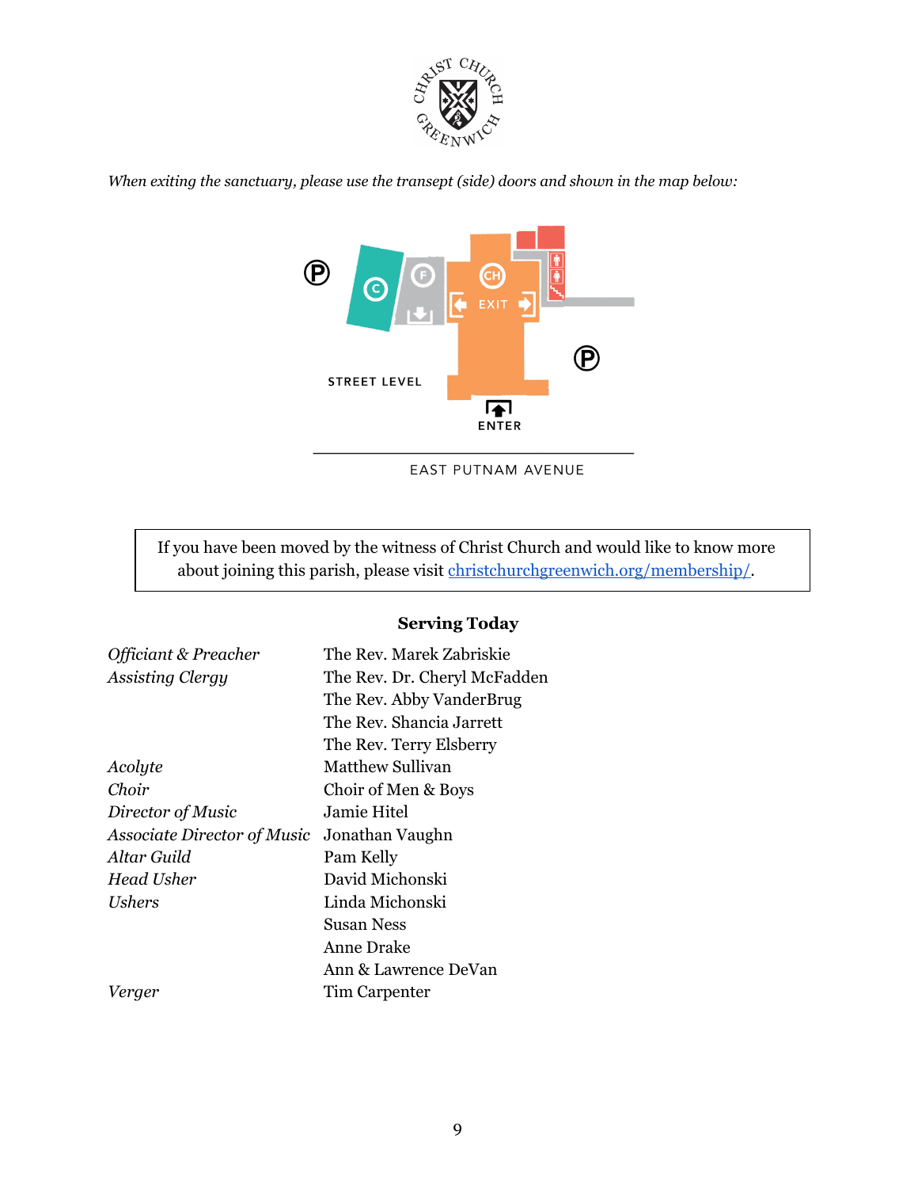*When exiting the sanctuary, please use the transept (side) doors and shown in the map below:*

STREET LEVEL

EXIT

ENTER

EAST PUTNAM AVENUE

> If you have been moved by the witness of Christ Church and would like to know more about joining this parish, please visit [christchurchgreenwich.org/membership/](christchurchgreenwich.org/membership/).

**Serving Today**

| | |
|---|---|
| *Officiant & Preacher* | The Rev. Marek Zabriskie |
| *Assisting Clergy* | The Rev. Dr. Cheryl McFadden |
| | The Rev. Abby VanderBrug |
| | The Rev. Shancia Jarrett |
| | The Rev. Terry Elsberry |
| *Acolyte* | Matthew Sullivan |
| *Choir* | Choir of Men & Boys |
| *Director of Music* | Jamie Hitel |
| *Associate Director of Music* | Jonathan Vaughn |
| *Altar Guild* | Pam Kelly |
| *Head Usher* | David Michonski |
| *Ushers* | Linda Michonski |
| | Susan Ness |
| | Anne Drake |
| | Ann & Lawrence DeVan |
| *Verger* | Tim Carpenter |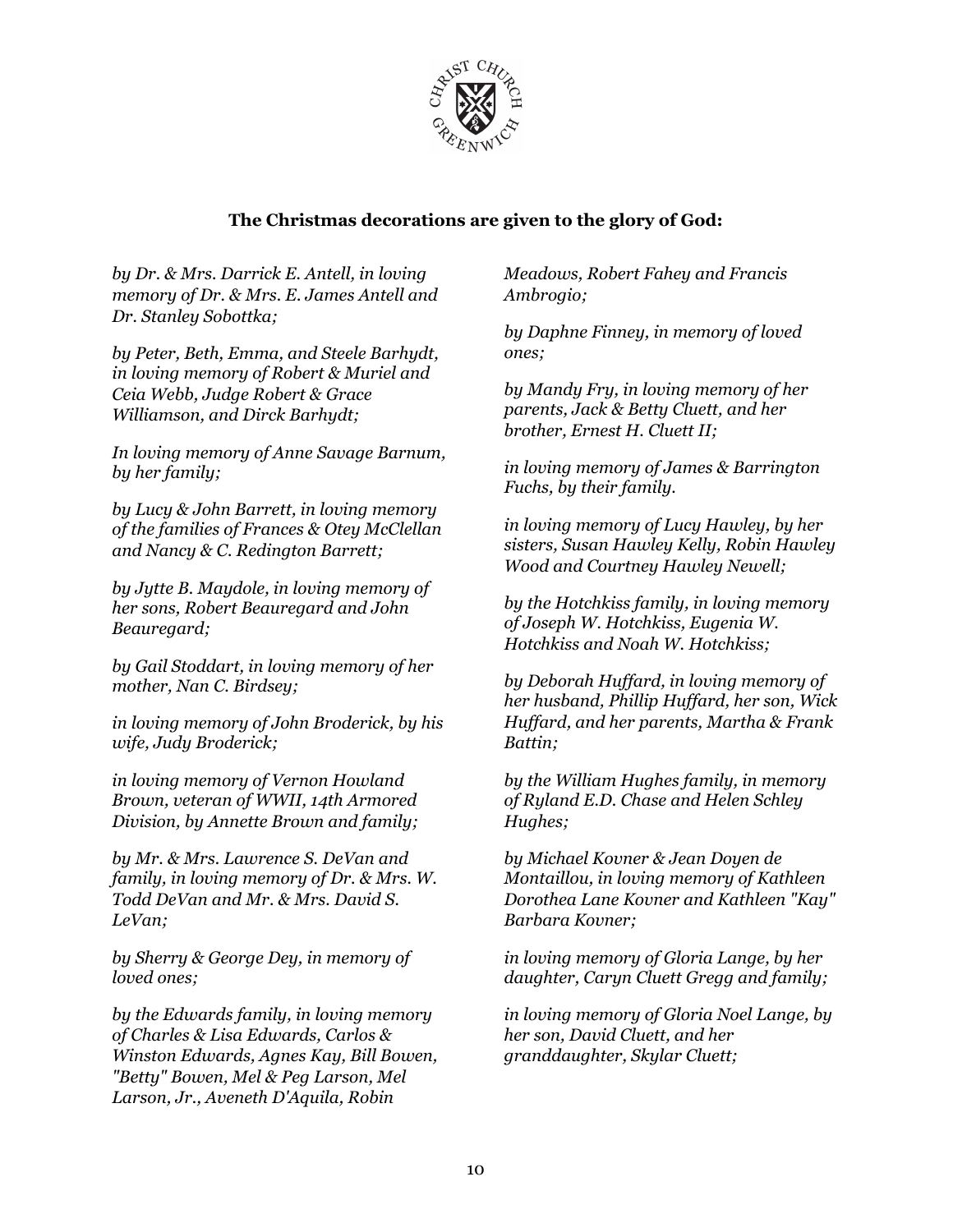**The Christmas decorations are given to the glory of God:**

*by Dr. & Mrs. Darrick E. Antell, in loving memory of Dr. & Mrs. E. James Antell and Dr. Stanley Sobottka;*

*by Peter, Beth, Emma, and Steele Barhydt, in loving memory of Robert & Muriel and Ceia Webb, Judge Robert & Grace Williamson, and Dirck Barhydt;*

*In loving memory of Anne Savage Barnum, by her family;*

*by Lucy & John Barrett, in loving memory of the families of Frances & Otey McClellan and Nancy & C. Redington Barrett;*

*by Jytte B. Maydole, in loving memory of her sons, Robert Beauregard and John Beauregard;*

*by Gail Stoddart, in loving memory of her mother, Nan C. Birdsey;*

*in loving memory of John Broderick, by his wife, Judy Broderick;*

*in loving memory of Vernon Howland Brown, veteran of WWII, 14th Armored Division, by Annette Brown and family;*

*by Mr. & Mrs. Lawrence S. DeVan and family, in loving memory of Dr. & Mrs. W. Todd DeVan and Mr. & Mrs. David S. LeVan;*

*by Sherry & George Dey, in memory of loved ones;*

*by the Edwards family, in loving memory of Charles & Lisa Edwards, Carlos & Winston Edwards, Agnes Kay, Bill Bowen, "Betty" Bowen, Mel & Peg Larson, Mel Larson, Jr., Aveneth D'Aquila, Robin Meadows, Robert Fahey and Francis Ambrogio;*

*by Daphne Finney, in memory of loved ones;*

*by Mandy Fry, in loving memory of her parents, Jack & Betty Cluett, and her brother, Ernest H. Cluett II;*

*in loving memory of James & Barrington Fuchs, by their family.*

*in loving memory of Lucy Hawley, by her sisters, Susan Hawley Kelly, Robin Hawley Wood and Courtney Hawley Newell;*

*by the Hotchkiss family, in loving memory of Joseph W. Hotchkiss, Eugenia W. Hotchkiss and Noah W. Hotchkiss;*

*by Deborah Huffard, in loving memory of her husband, Phillip Huffard, her son, Wick Huffard, and her parents, Martha & Frank Battin;*

*by the William Hughes family, in memory of Ryland E.D. Chase and Helen Schley Hughes;*

*by Michael Kovner & Jean Doyen de Montaillou, in loving memory of Kathleen Dorothea Lane Kovner and Kathleen "Kay" Barbara Kovner;*

*in loving memory of Gloria Lange, by her daughter, Caryn Cluett Gregg and family;*

*in loving memory of Gloria Noel Lange, by her son, David Cluett, and her granddaughter, Skylar Cluett;*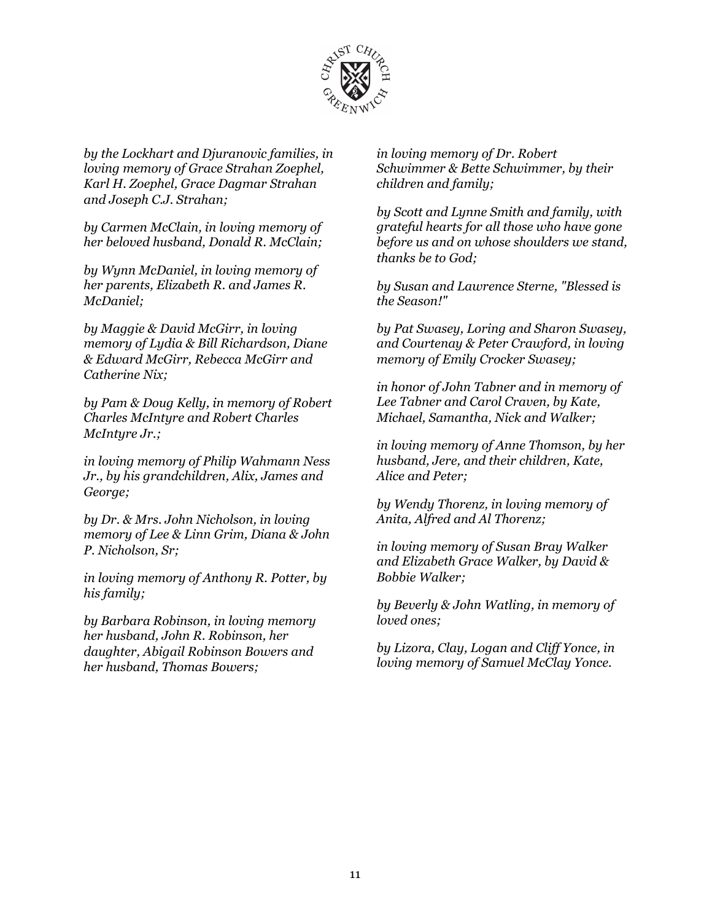*by the Lockhart and Djuranovic families, in loving memory of Grace Strahan Zoephel, Karl H. Zoephel, Grace Dagmar Strahan and Joseph C.J. Strahan;*

*by Carmen McClain, in loving memory of her beloved husband, Donald R. McClain;*

*by Wynn McDaniel, in loving memory of her parents, Elizabeth R. and James R. McDaniel;*

*by Maggie & David McGirr, in loving memory of Lydia & Bill Richardson, Diane & Edward McGirr, Rebecca McGirr and Catherine Nix;*

*by Pam & Doug Kelly, in memory of Robert Charles McIntyre and Robert Charles McIntyre Jr.;*

*in loving memory of Philip Wahmann Ness Jr., by his grandchildren, Alix, James and George;*

*by Dr. & Mrs. John Nicholson, in loving memory of Lee & Linn Grim, Diana & John P. Nicholson, Sr;*

*in loving memory of Anthony R. Potter, by his family;*

*by Barbara Robinson, in loving memory her husband, John R. Robinson, her daughter, Abigail Robinson Bowers and her husband, Thomas Bowers;*

*in loving memory of Dr. Robert Schwimmer & Bette Schwimmer, by their children and family;*

*by Scott and Lynne Smith and family, with grateful hearts for all those who have gone before us and on whose shoulders we stand, thanks be to God;*

*by Susan and Lawrence Sterne, "Blessed is the Season!"*

*by Pat Swasey, Loring and Sharon Swasey, and Courtenay & Peter Crawford, in loving memory of Emily Crocker Swasey;*

*in honor of John Tabner and in memory of Lee Tabner and Carol Craven, by Kate, Michael, Samantha, Nick and Walker;*

*in loving memory of Anne Thomson, by her husband, Jere, and their children, Kate, Alice and Peter;*

*by Wendy Thorenz, in loving memory of Anita, Alfred and Al Thorenz;*

*in loving memory of Susan Bray Walker and Elizabeth Grace Walker, by David & Bobbie Walker;*

*by Beverly & John Watling, in memory of loved ones;*

*by Lizora, Clay, Logan and Cliff Yonce, in loving memory of Samuel McClay Yonce.*